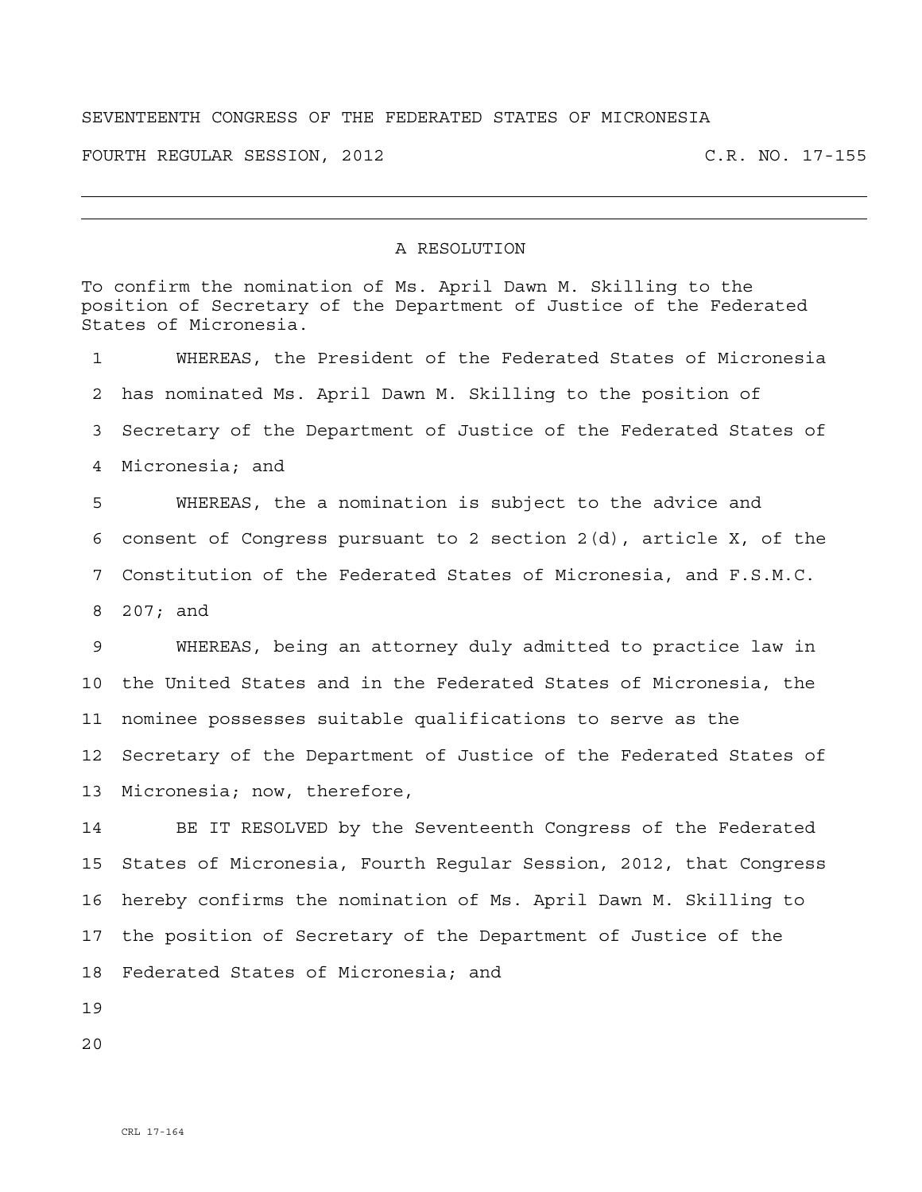SEVENTEENTH CONGRESS OF THE FEDERATED STATES OF MICRONESIA

FOURTH REGULAR SESSION, 2012 C.R. NO. 17-155

# A RESOLUTION

To confirm the nomination of Ms. April Dawn M. Skilling to the position of Secretary of the Department of Justice of the Federated States of Micronesia.

1 WHEREAS, the President of the Federated States of Micronesia
2 has nominated Ms. April Dawn M. Skilling to the position of
3 Secretary of the Department of Justice of the Federated States of
4 Micronesia; and

5 WHEREAS, the a nomination is subject to the advice and
6 consent of Congress pursuant to 2 section 2(d), article X, of the
7 Constitution of the Federated States of Micronesia, and F.S.M.C.
8 207; and

9 WHEREAS, being an attorney duly admitted to practice law in
10 the United States and in the Federated States of Micronesia, the
11 nominee possesses suitable qualifications to serve as the
12 Secretary of the Department of Justice of the Federated States of
13 Micronesia; now, therefore,

14 BE IT RESOLVED by the Seventeenth Congress of the Federated
15 States of Micronesia, Fourth Regular Session, 2012, that Congress
16 hereby confirms the nomination of Ms. April Dawn M. Skilling to
17 the position of Secretary of the Department of Justice of the
18 Federated States of Micronesia; and

19

20

CRL 17-164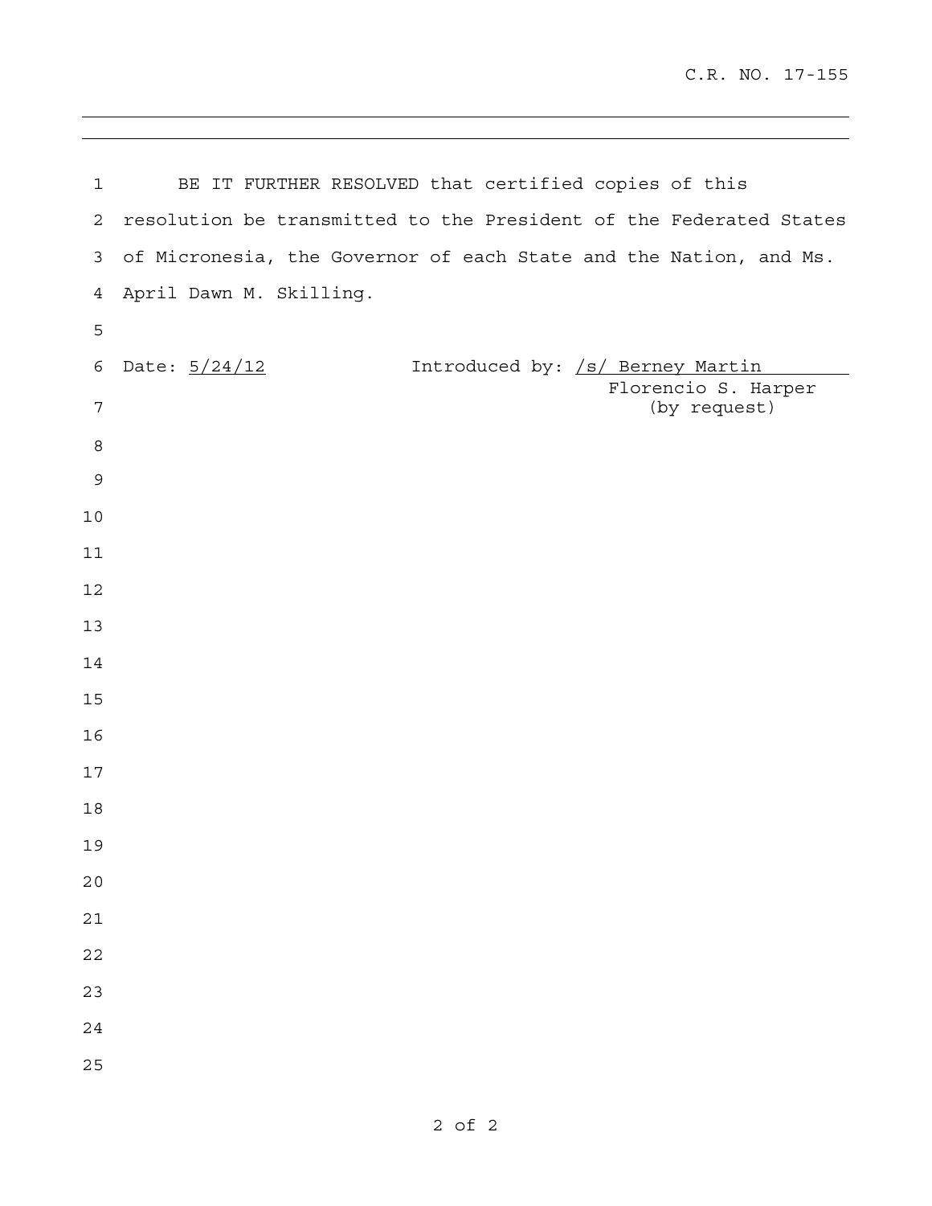BE IT FURTHER RESOLVED that certified copies of this resolution be transmitted to the President of the Federated States of Micronesia, the Governor of each State and the Nation, and Ms. April Dawn M. Skilling.

Date: 5/24/12

Introduced by: /s/ Berney Martin
Florencio S. Harper
(by request)